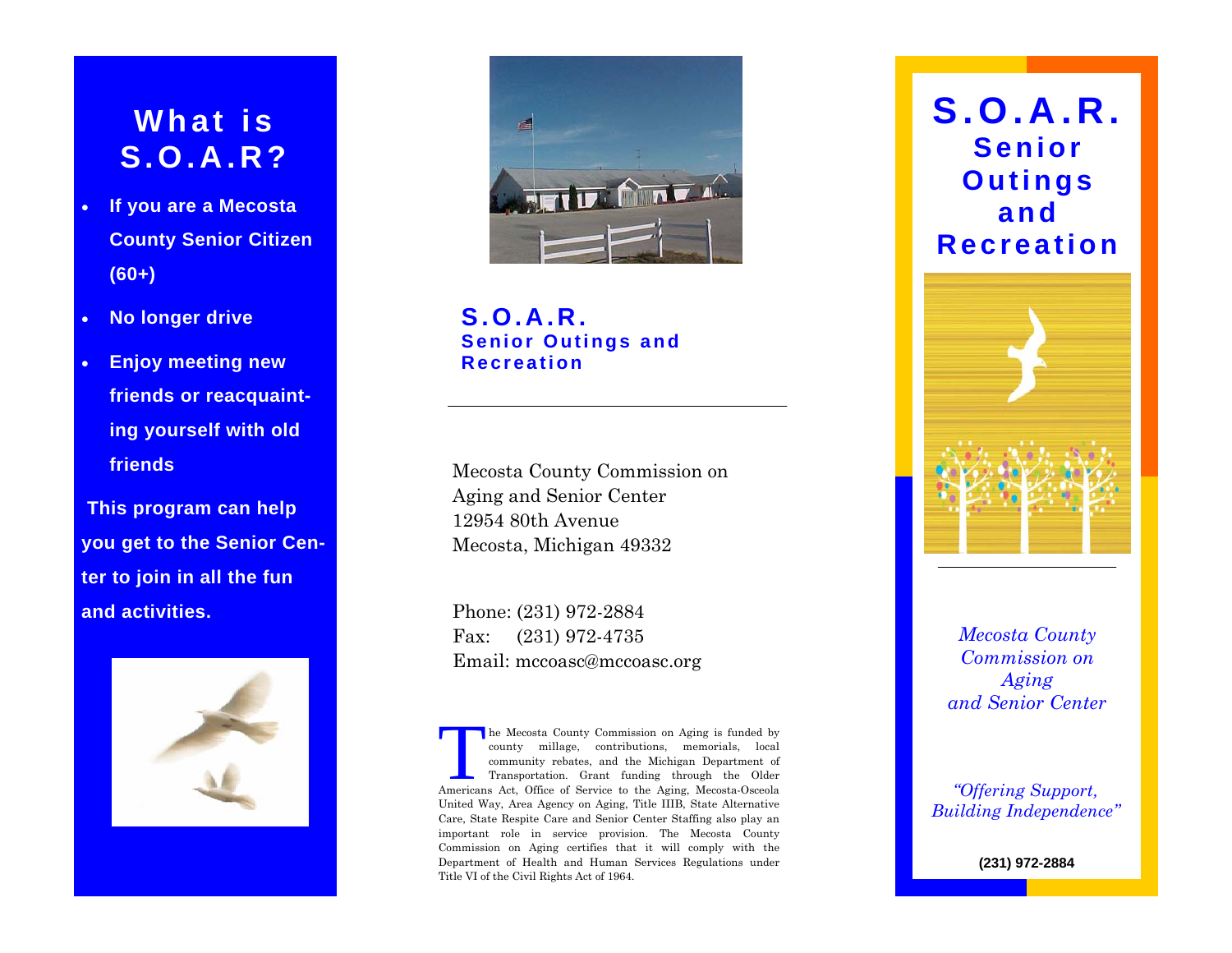## What is S.O.A.R?

- **If you are a Mecosta County Senior Citizen (60+)**
- **No longer drive**
- **Enjoy meeting new friends or reacquainting yourself with old friends**

**This program can help you get to the Senior Center to join in all the fun and activities.**

## S.O.A.R.
### Senior Outings and Recreation

Mecosta County Commission on Aging and Senior Center
12954 80th Avenue
Mecosta, Michigan 49332

Phone: (231) 972-2884
Fax: (231) 972-4735
Email: mccoasc@mccoasc.org

The Mecosta County Commission on Aging is funded by county millage, contributions, memorials, local community rebates, and the Michigan Department of Transportation. Grant funding through the Older Americans Act, Office of Service to the Aging, Mecosta-Osceola United Way, Area Agency on Aging, Title IIIB, State Alternative Care, State Respite Care and Senior Center Staffing also play an important role in service provision. The Mecosta County Commission on Aging certifies that it will comply with the Department of Health and Human Services Regulations under Title VI of the Civil Rights Act of 1964.

# S.O.A.R.
## Senior Outings and Recreation

*Mecosta County Commission on Aging and Senior Center*

*"Offering Support, Building Independence"*

**(231) 972-2884**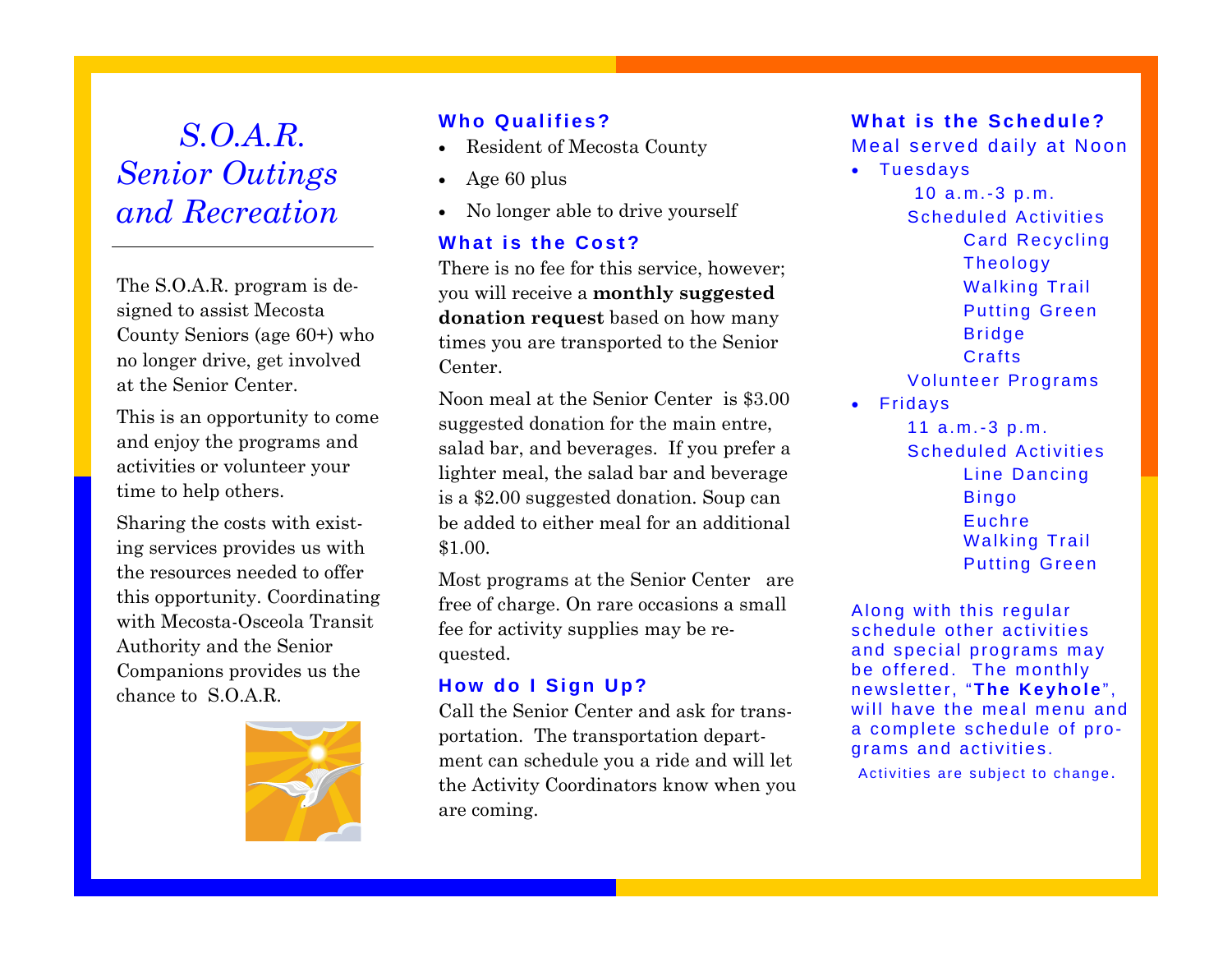# *S.O.A.R. Senior Outings and Recreation*

The S.O.A.R. program is designed to assist Mecosta County Seniors (age 60+) who no longer drive, get involved at the Senior Center.

This is an opportunity to come and enjoy the programs and activities or volunteer your time to help others.

Sharing the costs with existing services provides us with the resources needed to offer this opportunity. Coordinating with Mecosta-Osceola Transit Authority and the Senior Companions provides us the chance to S.O.A.R.

## Who Qualifies?

- Resident of Mecosta County
- Age 60 plus
- No longer able to drive yourself

## What is the Cost?

There is no fee for this service, however; you will receive a **monthly suggested donation request** based on how many times you are transported to the Senior Center.

Noon meal at the Senior Center is $3.00 suggested donation for the main entre, salad bar, and beverages. If you prefer a lighter meal, the salad bar and beverage is a $2.00 suggested donation. Soup can be added to either meal for an additional $1.00.

Most programs at the Senior Center are free of charge. On rare occasions a small fee for activity supplies may be requested.

## How do I Sign Up?

Call the Senior Center and ask for transportation. The transportation department can schedule you a ride and will let the Activity Coordinators know when you are coming.

## What is the Schedule?

Meal served daily at Noon

- Tuesdays
  - 10 a.m.-3 p.m.
  - Scheduled Activities
    - Card Recycling
    - Theology
    - Walking Trail
    - Putting Green
    - Bridge
    - Crafts
  - Volunteer Programs
- Fridays
  - 11 a.m.-3 p.m.
  - Scheduled Activities
    - Line Dancing
    - Bingo
    - Euchre
    - Walking Trail
    - Putting Green

Along with this regular schedule other activities and special programs may be offered. The monthly newsletter, "**The Keyhole**", will have the meal menu and a complete schedule of programs and activities.

Activities are subject to change.